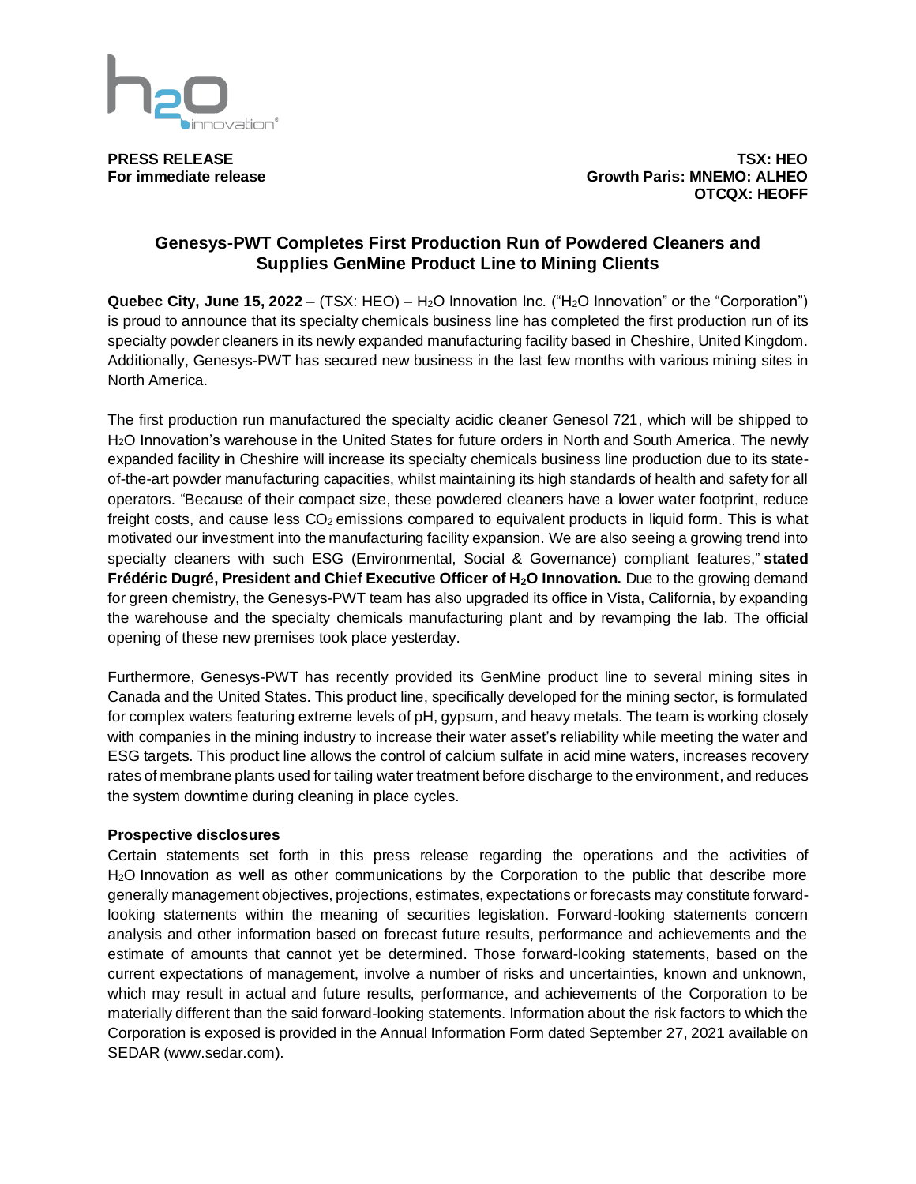**PRESS RELEASE**
**For immediate release**

**TSX: HEO**
**Growth Paris: MNEMO: ALHEO**
**OTCQX: HEOFF**

# Genesys-PWT Completes First Production Run of Powdered Cleaners and Supplies GenMine Product Line to Mining Clients

**Quebec City, June 15, 2022** – (TSX: HEO) – $H_2O$ Innovation Inc. ("$H_2O$ Innovation" or the "Corporation") is proud to announce that its specialty chemicals business line has completed the first production run of its specialty powder cleaners in its newly expanded manufacturing facility based in Cheshire, United Kingdom. Additionally, Genesys-PWT has secured new business in the last few months with various mining sites in North America.

The first production run manufactured the specialty acidic cleaner Genesol 721, which will be shipped to $H_2O$ Innovation's warehouse in the United States for future orders in North and South America. The newly expanded facility in Cheshire will increase its specialty chemicals business line production due to its state-of-the-art powder manufacturing capacities, whilst maintaining its high standards of health and safety for all operators. "Because of their compact size, these powdered cleaners have a lower water footprint, reduce freight costs, and cause less $CO_2$ emissions compared to equivalent products in liquid form. This is what motivated our investment into the manufacturing facility expansion. We are also seeing a growing trend into specialty cleaners with such ESG (Environmental, Social & Governance) compliant features," **stated Frédéric Dugré, President and Chief Executive Officer of $H_2O$ Innovation.** Due to the growing demand for green chemistry, the Genesys-PWT team has also upgraded its office in Vista, California, by expanding the warehouse and the specialty chemicals manufacturing plant and by revamping the lab. The official opening of these new premises took place yesterday.

Furthermore, Genesys-PWT has recently provided its GenMine product line to several mining sites in Canada and the United States. This product line, specifically developed for the mining sector, is formulated for complex waters featuring extreme levels of pH, gypsum, and heavy metals. The team is working closely with companies in the mining industry to increase their water asset's reliability while meeting the water and ESG targets. This product line allows the control of calcium sulfate in acid mine waters, increases recovery rates of membrane plants used for tailing water treatment before discharge to the environment, and reduces the system downtime during cleaning in place cycles.

**Prospective disclosures**

Certain statements set forth in this press release regarding the operations and the activities of $H_2O$ Innovation as well as other communications by the Corporation to the public that describe more generally management objectives, projections, estimates, expectations or forecasts may constitute forward-looking statements within the meaning of securities legislation. Forward-looking statements concern analysis and other information based on forecast future results, performance and achievements and the estimate of amounts that cannot yet be determined. Those forward-looking statements, based on the current expectations of management, involve a number of risks and uncertainties, known and unknown, which may result in actual and future results, performance, and achievements of the Corporation to be materially different than the said forward-looking statements. Information about the risk factors to which the Corporation is exposed is provided in the Annual Information Form dated September 27, 2021 available on SEDAR (www.sedar.com).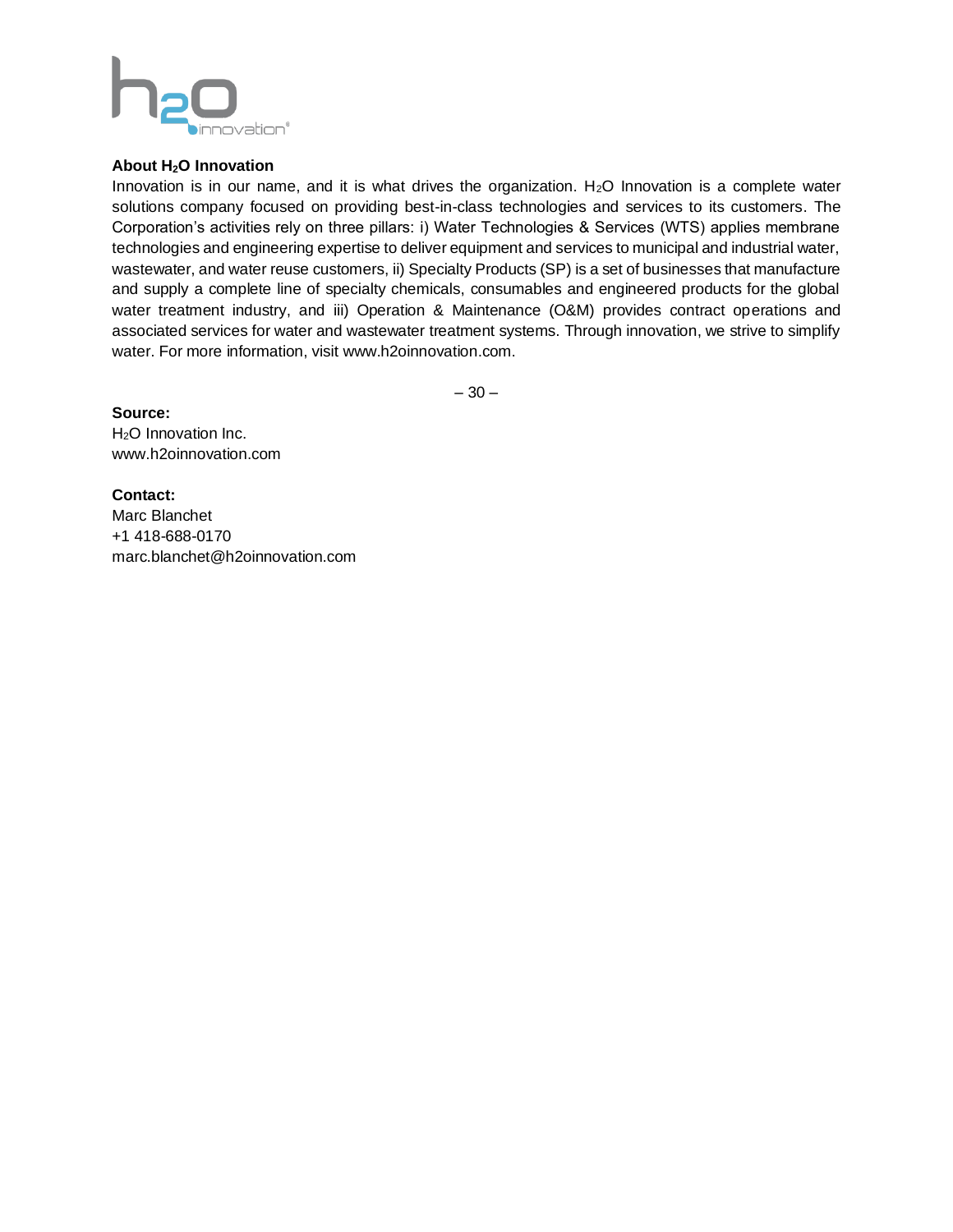**About $H_2O$ Innovation**

Innovation is in our name, and it is what drives the organization. $H_2O$ Innovation is a complete water solutions company focused on providing best-in-class technologies and services to its customers. The Corporation's activities rely on three pillars: i) Water Technologies & Services (WTS) applies membrane technologies and engineering expertise to deliver equipment and services to municipal and industrial water, wastewater, and water reuse customers, ii) Specialty Products (SP) is a set of businesses that manufacture and supply a complete line of specialty chemicals, consumables and engineered products for the global water treatment industry, and iii) Operation & Maintenance (O&M) provides contract operations and associated services for water and wastewater treatment systems. Through innovation, we strive to simplify water. For more information, visit www.h2oinnovation.com.

– 30 –

**Source:**
$H_2O$ Innovation Inc.
www.h2oinnovation.com

**Contact:**
Marc Blanchet
+1 418-688-0170
marc.blanchet@h2oinnovation.com